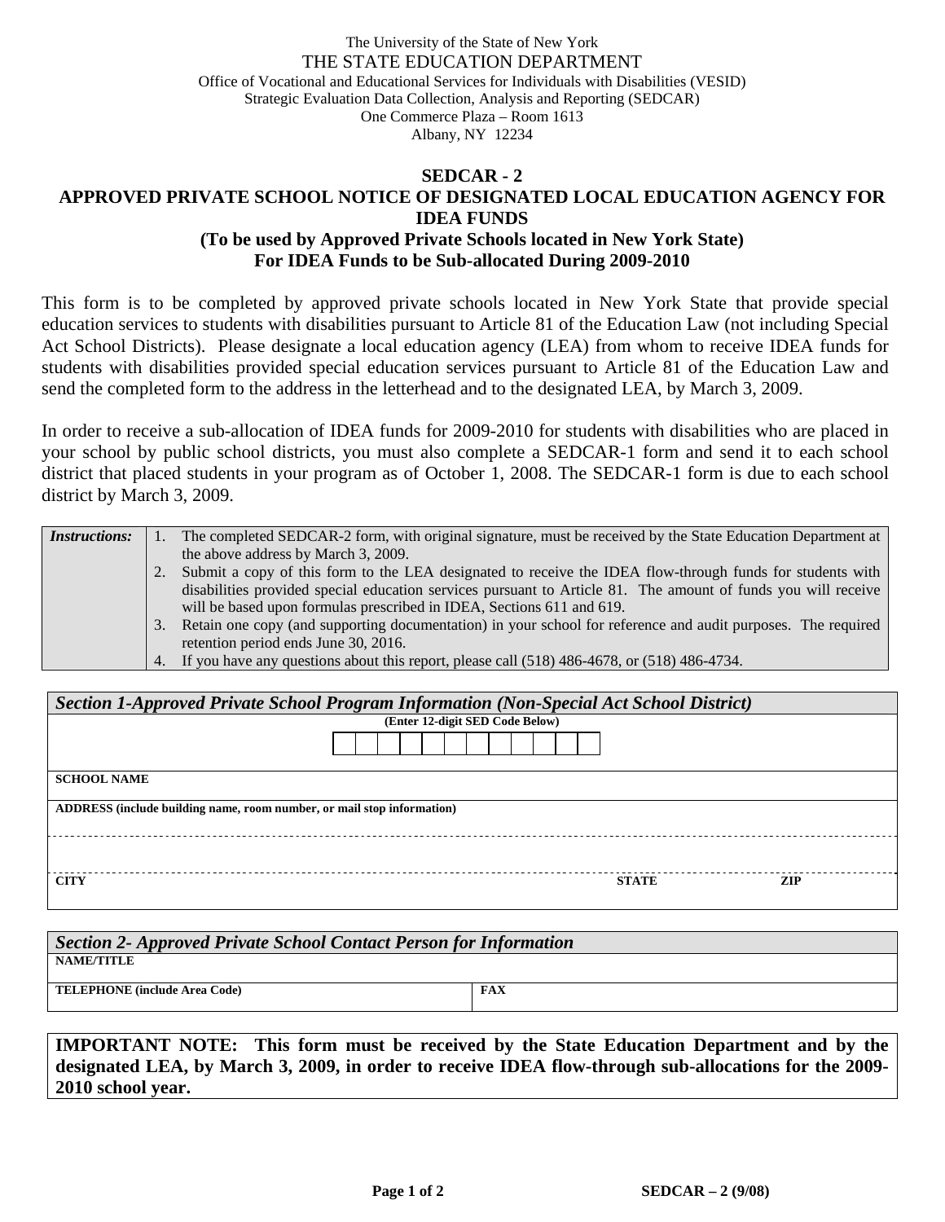The University of the State of New York
THE STATE EDUCATION DEPARTMENT
Office of Vocational and Educational Services for Individuals with Disabilities (VESID)
Strategic Evaluation Data Collection, Analysis and Reporting (SEDCAR)
One Commerce Plaza – Room 1613
Albany, NY 12234

# SEDCAR - 2
## APPROVED PRIVATE SCHOOL NOTICE OF DESIGNATED LOCAL EDUCATION AGENCY FOR IDEA FUNDS
### (To be used by Approved Private Schools located in New York State)
### For IDEA Funds to be Sub-allocated During 2009-2010

This form is to be completed by approved private schools located in New York State that provide special education services to students with disabilities pursuant to Article 81 of the Education Law (not including Special Act School Districts). Please designate a local education agency (LEA) from whom to receive IDEA funds for students with disabilities provided special education services pursuant to Article 81 of the Education Law and send the completed form to the address in the letterhead and to the designated LEA, by March 3, 2009.

In order to receive a sub-allocation of IDEA funds for 2009-2010 for students with disabilities who are placed in your school by public school districts, you must also complete a SEDCAR-1 form and send it to each school district that placed students in your program as of October 1, 2008. The SEDCAR-1 form is due to each school district by March 3, 2009.

***Instructions:***

1. The completed SEDCAR-2 form, with original signature, must be received by the State Education Department at the above address by March 3, 2009.
2. Submit a copy of this form to the LEA designated to receive the IDEA flow-through funds for students with disabilities provided special education services pursuant to Article 81. The amount of funds you will receive will be based upon formulas prescribed in IDEA, Sections 611 and 619.
3. Retain one copy (and supporting documentation) in your school for reference and audit purposes. The required retention period ends June 30, 2016.
4. If you have any questions about this report, please call (518) 486-4678, or (518) 486-4734.

| ***Section 1-Approved Private School Program Information (Non-Special Act School District)*** | | |
|---|---|---|
| **(Enter 12-digit SED Code Below)** | | |
| **SCHOOL NAME** | | |
| **ADDRESS (include building name, room number, or mail stop information)** | | |
| | | |
| **CITY** | **STATE** | **ZIP** |

| ***Section 2- Approved Private School Contact Person for Information*** | |
|---|---|
| **NAME/TITLE** | |
| **TELEPHONE (include Area Code)** | **FAX** |

**IMPORTANT NOTE: This form must be received by the State Education Department and by the designated LEA, by March 3, 2009, in order to receive IDEA flow-through sub-allocations for the 2009-2010 school year.**

SEDCAR – 2 (9/08)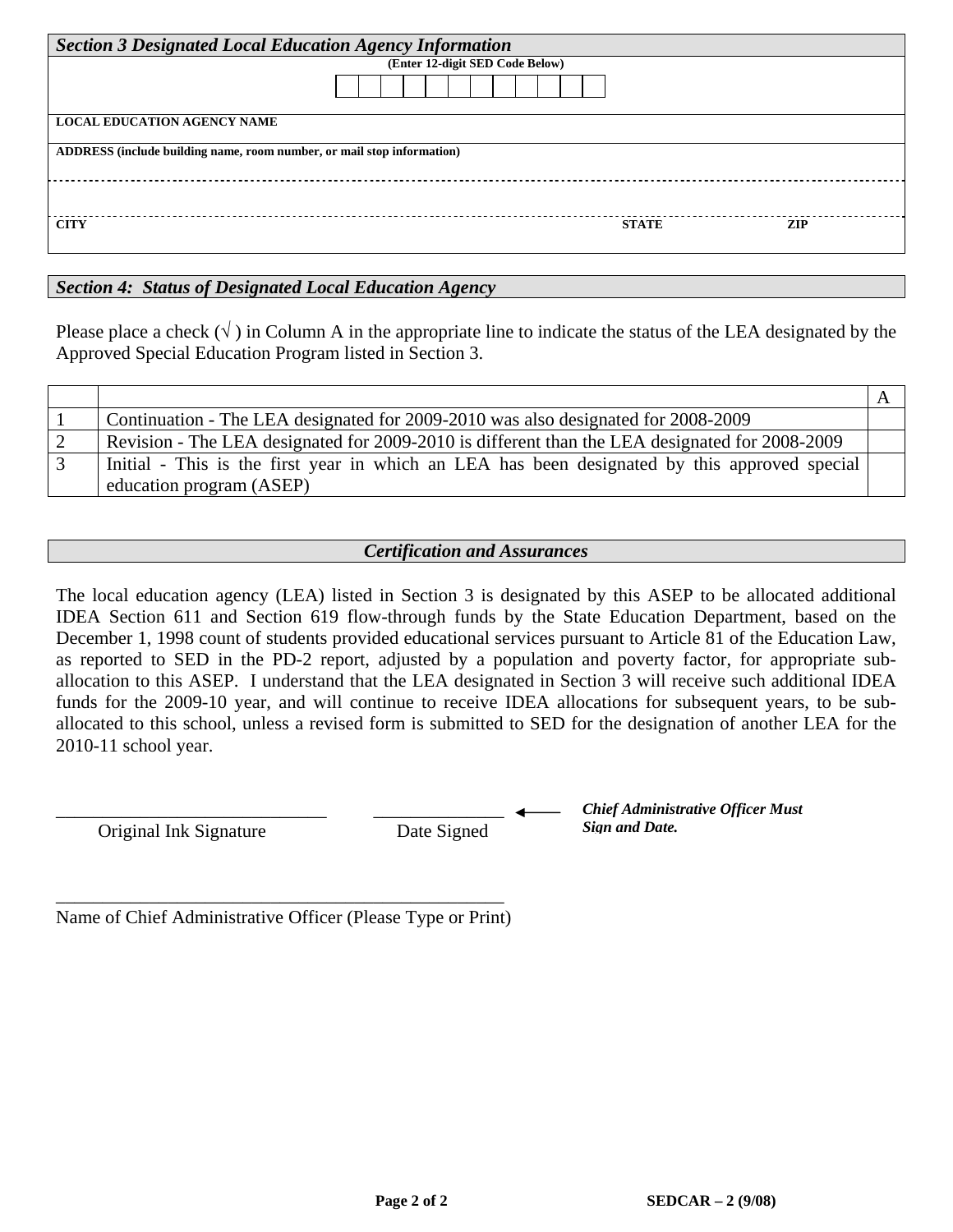## *Section 3 Designated Local Education Agency Information*

**(Enter 12-digit SED Code Below)**

| | | | | | | | | | | | |
|---|---|---|---|---|---|---|---|---|---|---|---|
| | | | | | | | | | | | |

**LOCAL EDUCATION AGENCY NAME**

**ADDRESS (include building name, room number, or mail stop information)**

**CITY** **STATE** **ZIP**

## *Section 4: Status of Designated Local Education Agency*

Please place a check (√ ) in Column A in the appropriate line to indicate the status of the LEA designated by the Approved Special Education Program listed in Section 3.

| | | A |
|---|---|---|
| 1 | Continuation - The LEA designated for 2009-2010 was also designated for 2008-2009 | |
| 2 | Revision - The LEA designated for 2009-2010 is different than the LEA designated for 2008-2009 | |
| 3 | Initial - This is the first year in which an LEA has been designated by this approved special education program (ASEP) | |

## *Certification and Assurances*

The local education agency (LEA) listed in Section 3 is designated by this ASEP to be allocated additional IDEA Section 611 and Section 619 flow-through funds by the State Education Department, based on the December 1, 1998 count of students provided educational services pursuant to Article 81 of the Education Law, as reported to SED in the PD-2 report, adjusted by a population and poverty factor, for appropriate sub-allocation to this ASEP. I understand that the LEA designated in Section 3 will receive such additional IDEA funds for the 2009-10 year, and will continue to receive IDEA allocations for subsequent years, to be sub-allocated to this school, unless a revised form is submitted to SED for the designation of another LEA for the 2010-11 school year.

\_\_\_\_\_\_\_\_\_\_\_\_\_\_\_\_\_\_\_\_\_\_\_\_\_\_\_\_\_\_ \_\_\_\_\_\_\_\_\_\_\_\_\_\_ ← ***Chief Administrative Officer Must Sign and Date.***

Original Ink Signature Date Signed

\_\_\_\_\_\_\_\_\_\_\_\_\_\_\_\_\_\_\_\_\_\_\_\_\_\_\_\_\_\_\_\_\_\_\_\_\_\_\_\_\_\_\_\_\_\_\_\_

Name of Chief Administrative Officer (Please Type or Print)

**SEDCAR – 2 (9/08)**